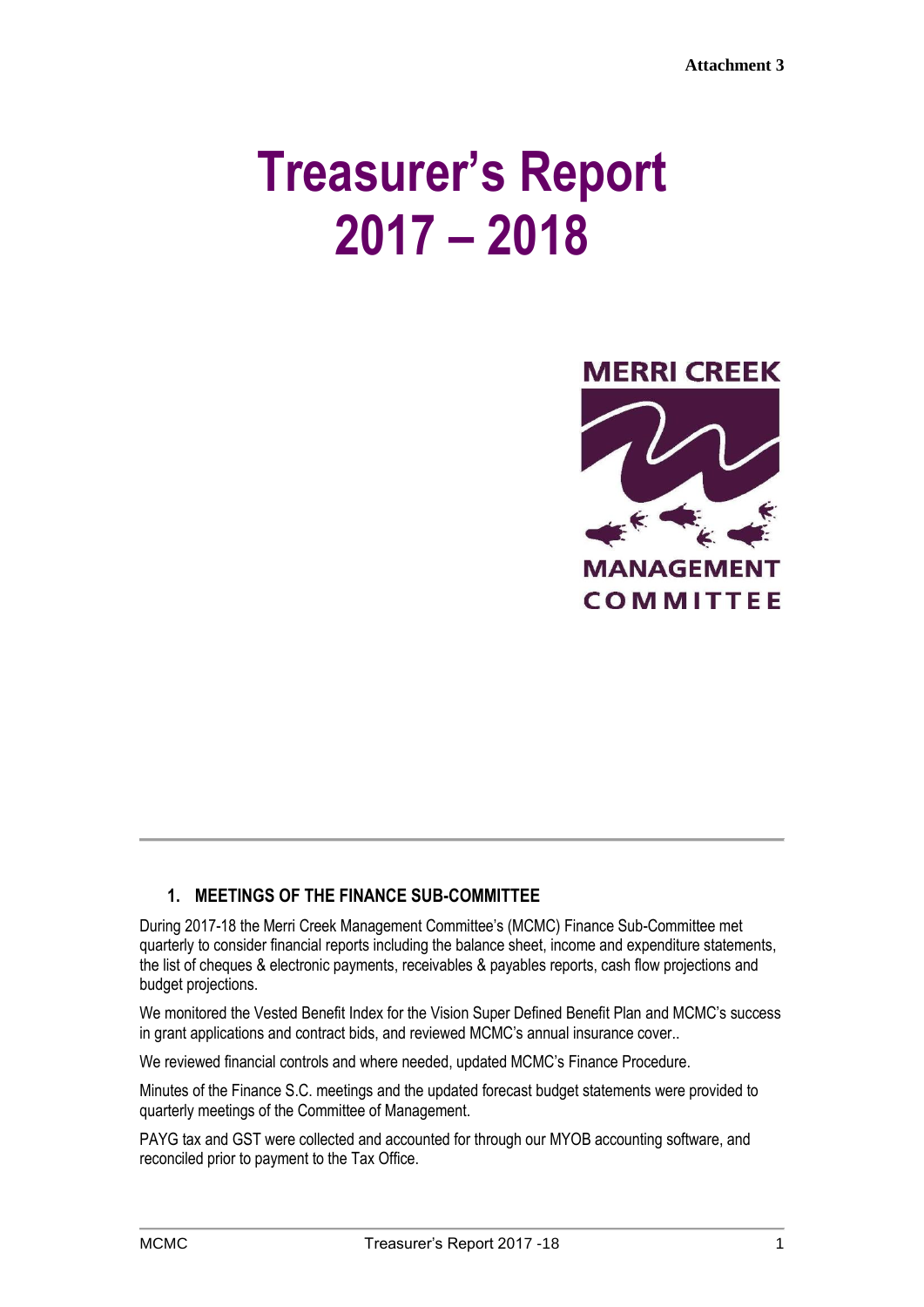**Attachment 3**

# Treasurer's Report 2017 – 2018

MERRI CREEK MANAGEMENT COMMITTEE

## 1. MEETINGS OF THE FINANCE SUB-COMMITTEE

During 2017-18 the Merri Creek Management Committee's (MCMC) Finance Sub-Committee met quarterly to consider financial reports including the balance sheet, income and expenditure statements, the list of cheques & electronic payments, receivables & payables reports, cash flow projections and budget projections.

We monitored the Vested Benefit Index for the Vision Super Defined Benefit Plan and MCMC's success in grant applications and contract bids, and reviewed MCMC's annual insurance cover..

We reviewed financial controls and where needed, updated MCMC's Finance Procedure.

Minutes of the Finance S.C. meetings and the updated forecast budget statements were provided to quarterly meetings of the Committee of Management.

PAYG tax and GST were collected and accounted for through our MYOB accounting software, and reconciled prior to payment to the Tax Office.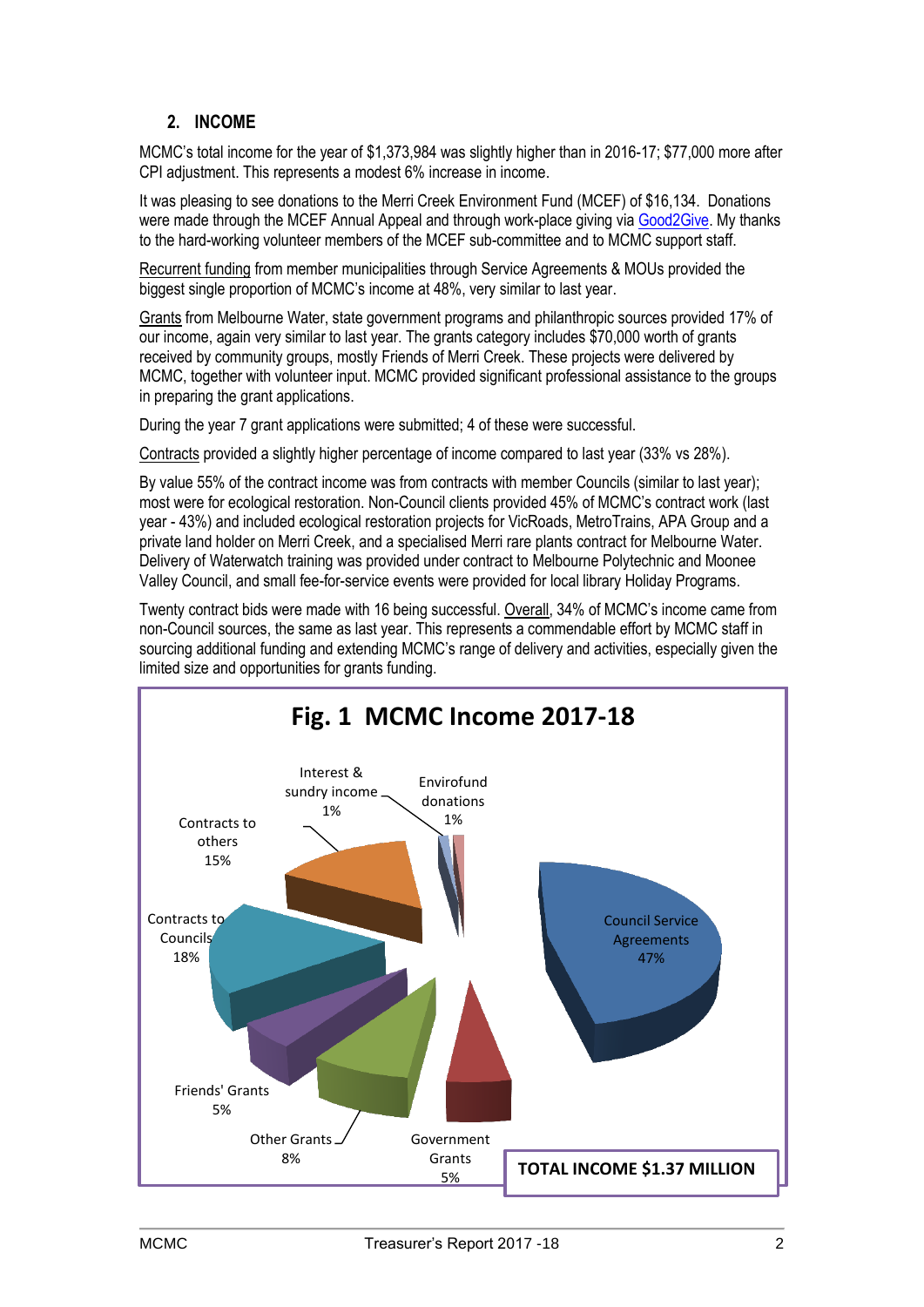## 2. INCOME

MCMC's total income for the year of $1,373,984 was slightly higher than in 2016-17; $77,000 more after CPI adjustment. This represents a modest 6% increase in income.

It was pleasing to see donations to the Merri Creek Environment Fund (MCEF) of $16,134. Donations were made through the MCEF Annual Appeal and through work-place giving via Good2Give. My thanks to the hard-working volunteer members of the MCEF sub-committee and to MCMC support staff.

Recurrent funding from member municipalities through Service Agreements & MOUs provided the biggest single proportion of MCMC's income at 48%, very similar to last year.

Grants from Melbourne Water, state government programs and philanthropic sources provided 17% of our income, again very similar to last year. The grants category includes $70,000 worth of grants received by community groups, mostly Friends of Merri Creek. These projects were delivered by MCMC, together with volunteer input. MCMC provided significant professional assistance to the groups in preparing the grant applications.

During the year 7 grant applications were submitted; 4 of these were successful.

Contracts provided a slightly higher percentage of income compared to last year (33% vs 28%).

By value 55% of the contract income was from contracts with member Councils (similar to last year); most were for ecological restoration. Non-Council clients provided 45% of MCMC's contract work (last year - 43%) and included ecological restoration projects for VicRoads, MetroTrains, APA Group and a private land holder on Merri Creek, and a specialised Merri rare plants contract for Melbourne Water. Delivery of Waterwatch training was provided under contract to Melbourne Polytechnic and Moonee Valley Council, and small fee-for-service events were provided for local library Holiday Programs.

Twenty contract bids were made with 16 being successful. Overall, 34% of MCMC's income came from non-Council sources, the same as last year. This represents a commendable effort by MCMC staff in sourcing additional funding and extending MCMC's range of delivery and activities, especially given the limited size and opportunities for grants funding.

**Fig. 1 MCMC Income 2017-18**

| Income source | Share |
|---|---|
| Council Service Agreements | 47% |
| Contracts to Councils | 18% |
| Contracts to others | 15% |
| Other Grants | 8% |
| Friends' Grants | 5% |
| Government Grants | 5% |
| Interest & sundry income | 1% |
| Envirofund donations | 1% |

**TOTAL INCOME $1.37 MILLION**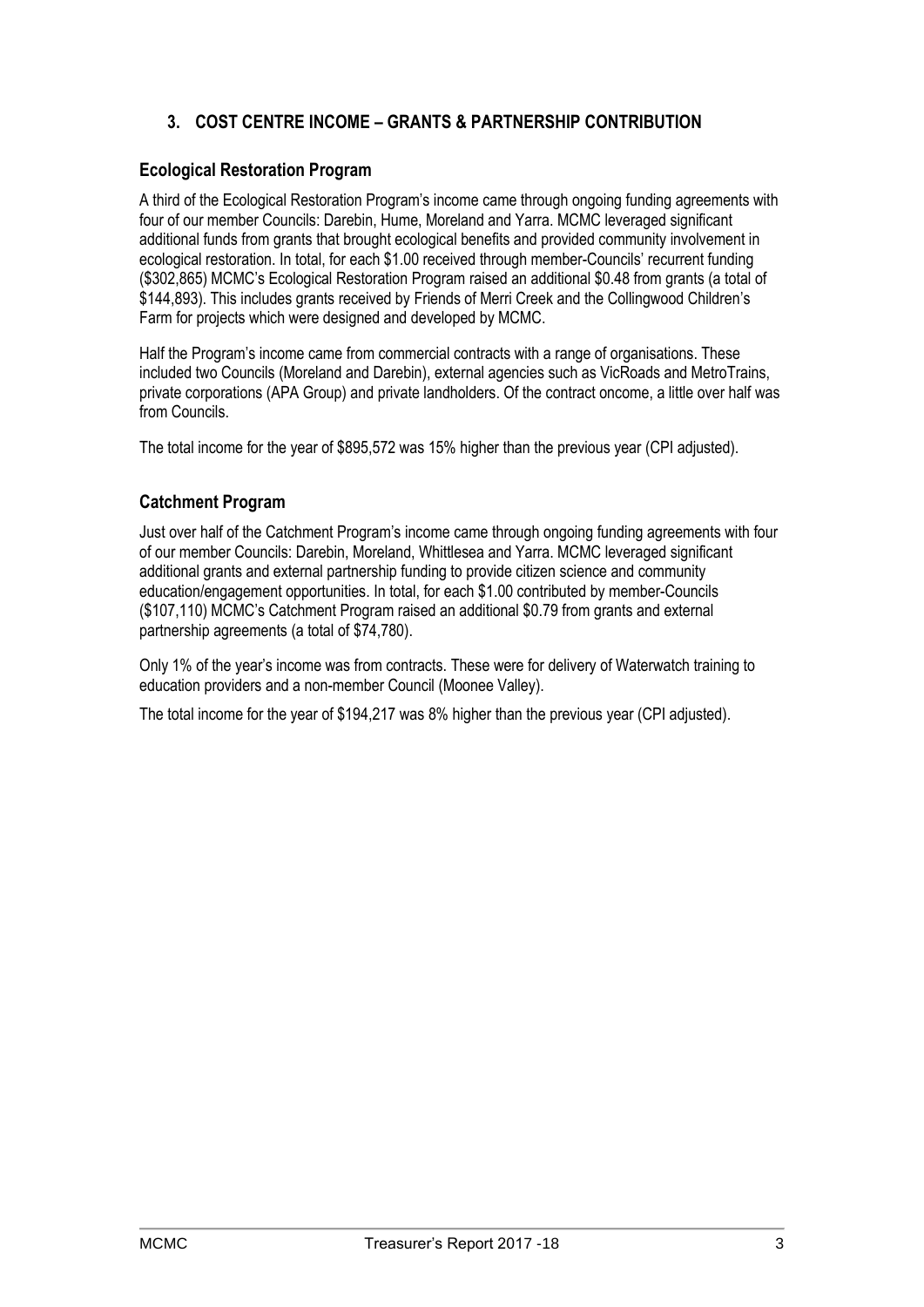## 3. COST CENTRE INCOME – GRANTS & PARTNERSHIP CONTRIBUTION

### Ecological Restoration Program

A third of the Ecological Restoration Program's income came through ongoing funding agreements with four of our member Councils: Darebin, Hume, Moreland and Yarra. MCMC leveraged significant additional funds from grants that brought ecological benefits and provided community involvement in ecological restoration. In total, for each $1.00 received through member-Councils' recurrent funding ($302,865) MCMC's Ecological Restoration Program raised an additional $0.48 from grants (a total of $144,893). This includes grants received by Friends of Merri Creek and the Collingwood Children's Farm for projects which were designed and developed by MCMC.

Half the Program's income came from commercial contracts with a range of organisations. These included two Councils (Moreland and Darebin), external agencies such as VicRoads and MetroTrains, private corporations (APA Group) and private landholders. Of the contract oncome, a little over half was from Councils.

The total income for the year of $895,572 was 15% higher than the previous year (CPI adjusted).

### Catchment Program

Just over half of the Catchment Program's income came through ongoing funding agreements with four of our member Councils: Darebin, Moreland, Whittlesea and Yarra. MCMC leveraged significant additional grants and external partnership funding to provide citizen science and community education/engagement opportunities. In total, for each $1.00 contributed by member-Councils ($107,110) MCMC's Catchment Program raised an additional $0.79 from grants and external partnership agreements (a total of $74,780).

Only 1% of the year's income was from contracts. These were for delivery of Waterwatch training to education providers and a non-member Council (Moonee Valley).

The total income for the year of $194,217 was 8% higher than the previous year (CPI adjusted).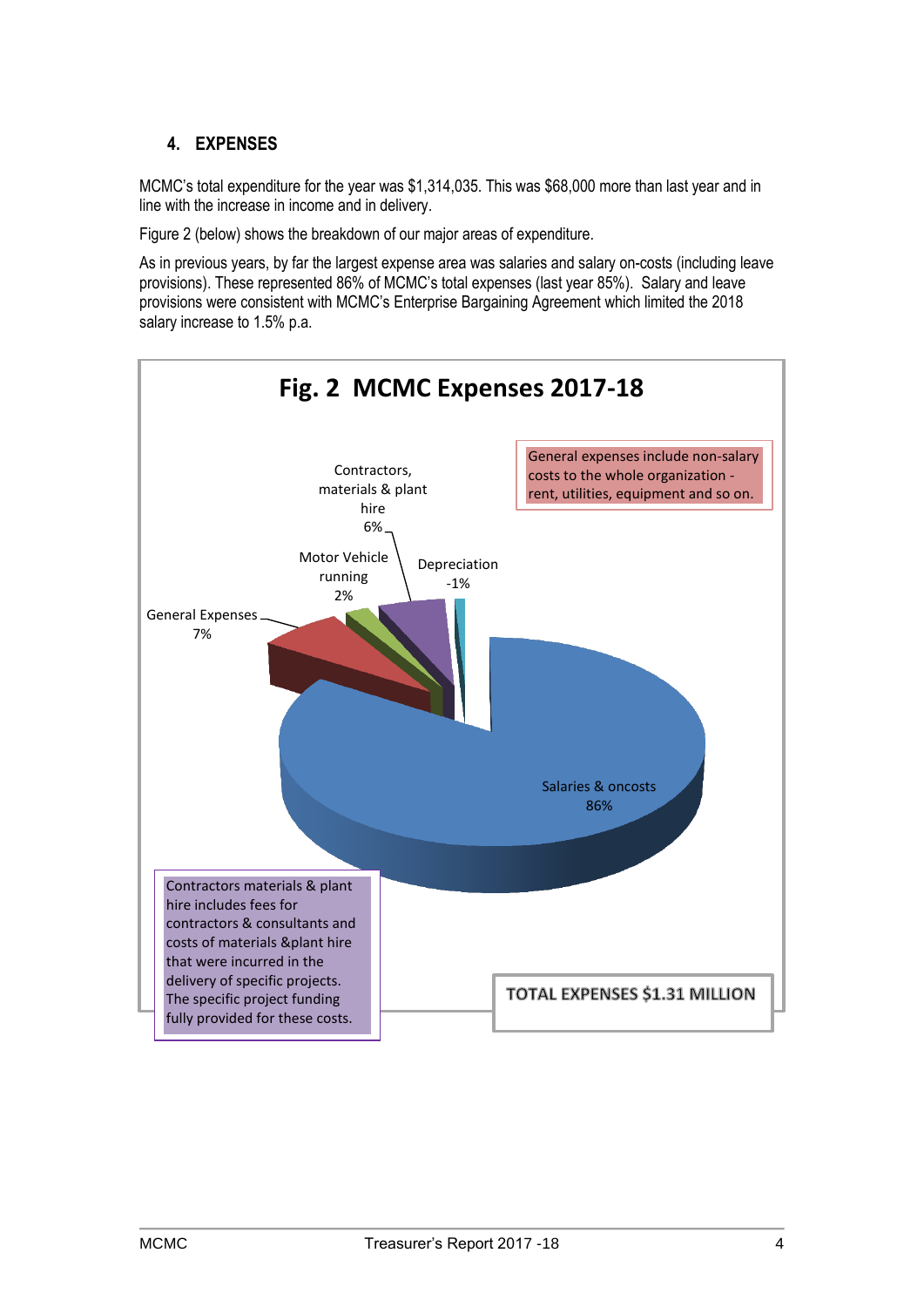## 4. EXPENSES

MCMC's total expenditure for the year was $1,314,035. This was $68,000 more than last year and in line with the increase in income and in delivery.

Figure 2 (below) shows the breakdown of our major areas of expenditure.

As in previous years, by far the largest expense area was salaries and salary on-costs (including leave provisions). These represented 86% of MCMC's total expenses (last year 85%). Salary and leave provisions were consistent with MCMC's Enterprise Bargaining Agreement which limited the 2018 salary increase to 1.5% p.a.

**Fig. 2 MCMC Expenses 2017-18**

| Category | Share |
| --- | --- |
| Salaries & oncosts | 86% |
| General Expenses | 7% |
| Contractors, materials & plant hire | 6% |
| Motor Vehicle running | 2% |
| Depreciation | -1% |

General expenses include non-salary costs to the whole organization - rent, utilities, equipment and so on.

Contractors materials & plant hire includes fees for contractors & consultants and costs of materials &plant hire that were incurred in the delivery of specific projects. The specific project funding fully provided for these costs.

**TOTAL EXPENSES $1.31 MILLION**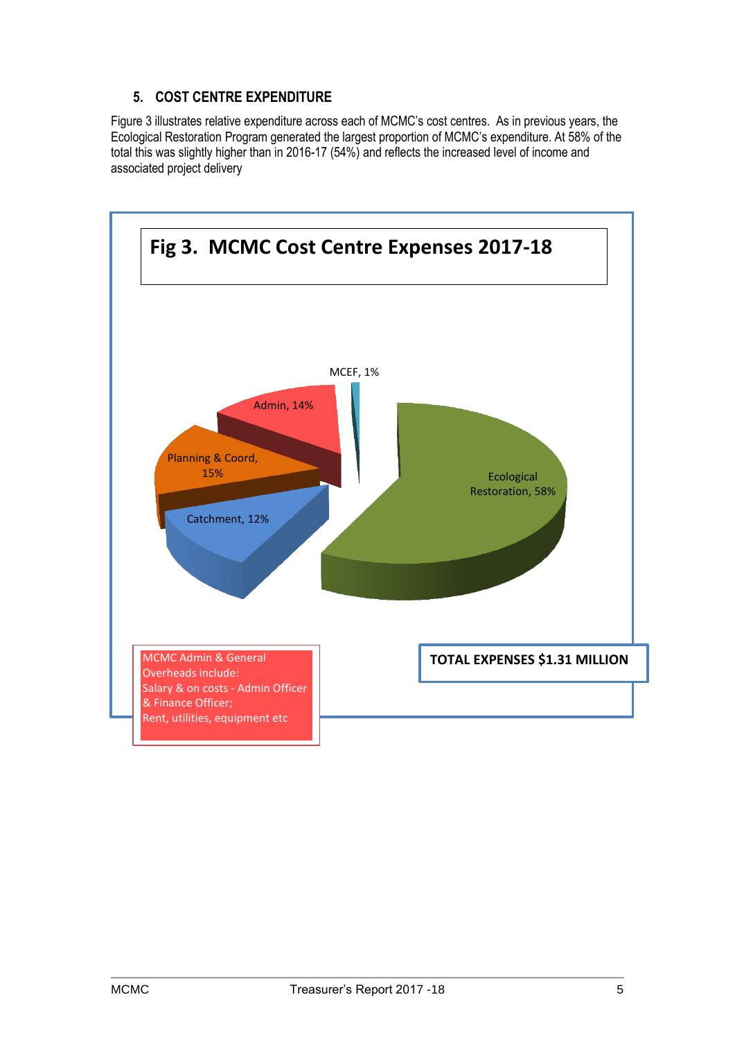## 5. COST CENTRE EXPENDITURE

Figure 3 illustrates relative expenditure across each of MCMC's cost centres. As in previous years, the Ecological Restoration Program generated the largest proportion of MCMC's expenditure. At 58% of the total this was slightly higher than in 2016-17 (54%) and reflects the increased level of income and associated project delivery

**Fig 3. MCMC Cost Centre Expenses 2017-18**

| Cost Centre | Share |
|---|---|
| Ecological Restoration | 58% |
| Planning & Coord. | 15% |
| Admin | 14% |
| Catchment | 12% |
| MCEF | 1% |

MCMC Admin & General Overheads include:
Salary & on costs - Admin Officer & Finance Officer;
Rent, utilities, equipment etc

**TOTAL EXPENSES $1.31 MILLION**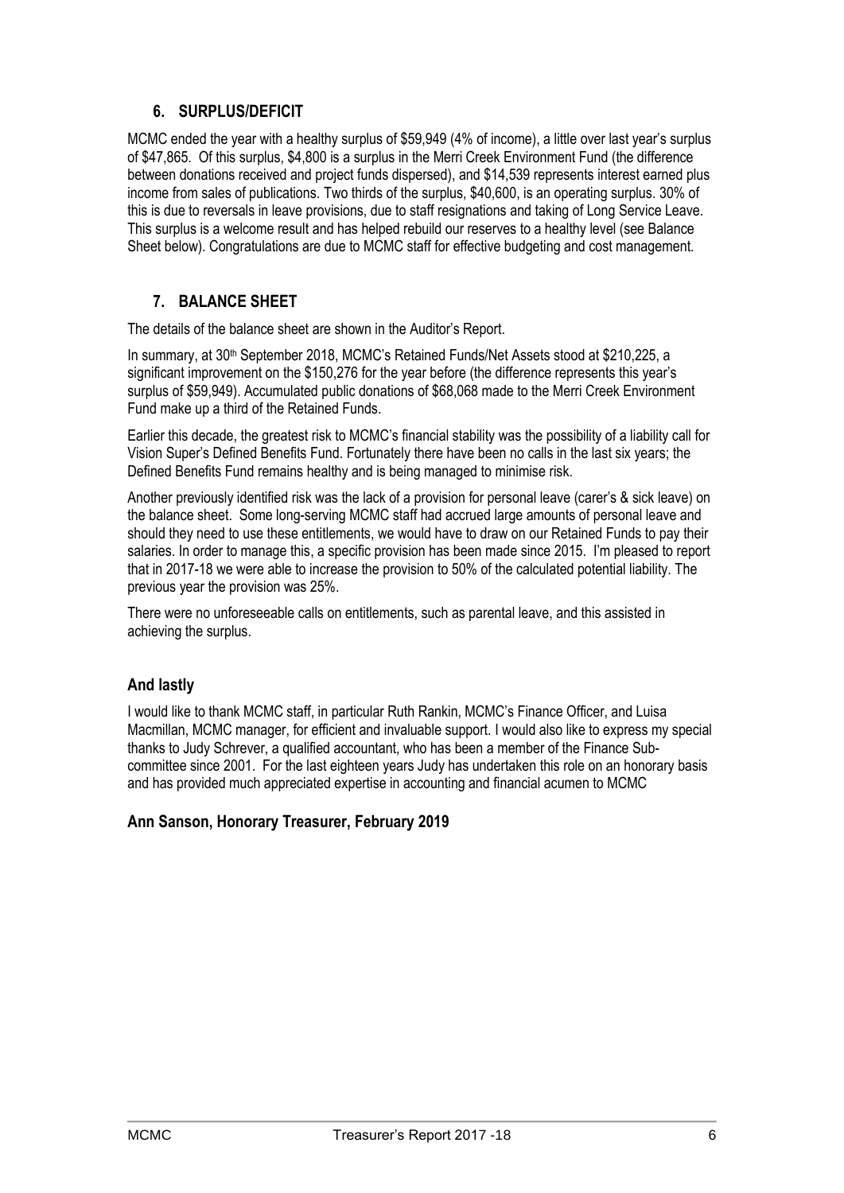## 6. SURPLUS/DEFICIT

MCMC ended the year with a healthy surplus of $59,949 (4% of income), a little over last year's surplus of $47,865. Of this surplus, $4,800 is a surplus in the Merri Creek Environment Fund (the difference between donations received and project funds dispersed), and $14,539 represents interest earned plus income from sales of publications. Two thirds of the surplus, $40,600, is an operating surplus. 30% of this is due to reversals in leave provisions, due to staff resignations and taking of Long Service Leave. This surplus is a welcome result and has helped rebuild our reserves to a healthy level (see Balance Sheet below). Congratulations are due to MCMC staff for effective budgeting and cost management.

## 7. BALANCE SHEET

The details of the balance sheet are shown in the Auditor's Report.

In summary, at 30th September 2018, MCMC's Retained Funds/Net Assets stood at $210,225, a significant improvement on the $150,276 for the year before (the difference represents this year's surplus of $59,949). Accumulated public donations of $68,068 made to the Merri Creek Environment Fund make up a third of the Retained Funds.

Earlier this decade, the greatest risk to MCMC's financial stability was the possibility of a liability call for Vision Super's Defined Benefits Fund. Fortunately there have been no calls in the last six years; the Defined Benefits Fund remains healthy and is being managed to minimise risk.

Another previously identified risk was the lack of a provision for personal leave (carer's & sick leave) on the balance sheet. Some long-serving MCMC staff had accrued large amounts of personal leave and should they need to use these entitlements, we would have to draw on our Retained Funds to pay their salaries. In order to manage this, a specific provision has been made since 2015. I'm pleased to report that in 2017-18 we were able to increase the provision to 50% of the calculated potential liability. The previous year the provision was 25%.

There were no unforeseeable calls on entitlements, such as parental leave, and this assisted in achieving the surplus.

### And lastly

I would like to thank MCMC staff, in particular Ruth Rankin, MCMC's Finance Officer, and Luisa Macmillan, MCMC manager, for efficient and invaluable support. I would also like to express my special thanks to Judy Schrever, a qualified accountant, who has been a member of the Finance Sub-committee since 2001. For the last eighteen years Judy has undertaken this role on an honorary basis and has provided much appreciated expertise in accounting and financial acumen to MCMC

**Ann Sanson, Honorary Treasurer, February 2019**